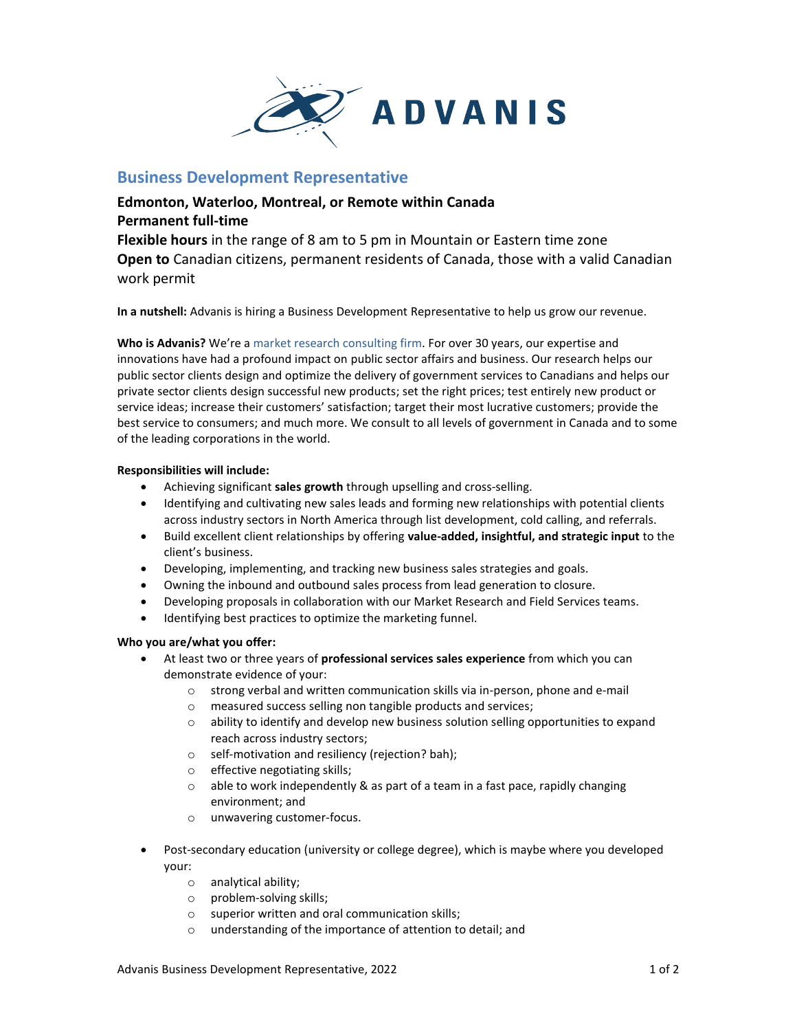# Business Development Representative

**Edmonton, Waterloo, Montreal, or Remote within Canada**
**Permanent full-time**
**Flexible hours** in the range of 8 am to 5 pm in Mountain or Eastern time zone
**Open to** Canadian citizens, permanent residents of Canada, those with a valid Canadian work permit

**In a nutshell:** Advanis is hiring a Business Development Representative to help us grow our revenue.

**Who is Advanis?** We're a market research consulting firm. For over 30 years, our expertise and innovations have had a profound impact on public sector affairs and business. Our research helps our public sector clients design and optimize the delivery of government services to Canadians and helps our private sector clients design successful new products; set the right prices; test entirely new product or service ideas; increase their customers' satisfaction; target their most lucrative customers; provide the best service to consumers; and much more. We consult to all levels of government in Canada and to some of the leading corporations in the world.

**Responsibilities will include:**

- Achieving significant **sales growth** through upselling and cross-selling.
- Identifying and cultivating new sales leads and forming new relationships with potential clients across industry sectors in North America through list development, cold calling, and referrals.
- Build excellent client relationships by offering **value-added, insightful, and strategic input** to the client's business.
- Developing, implementing, and tracking new business sales strategies and goals.
- Owning the inbound and outbound sales process from lead generation to closure.
- Developing proposals in collaboration with our Market Research and Field Services teams.
- Identifying best practices to optimize the marketing funnel.

**Who you are/what you offer:**

- At least two or three years of **professional services sales experience** from which you can demonstrate evidence of your:
  - strong verbal and written communication skills via in-person, phone and e-mail
  - measured success selling non tangible products and services;
  - ability to identify and develop new business solution selling opportunities to expand reach across industry sectors;
  - self-motivation and resiliency (rejection? bah);
  - effective negotiating skills;
  - able to work independently & as part of a team in a fast pace, rapidly changing environment; and
  - unwavering customer-focus.

- Post-secondary education (university or college degree), which is maybe where you developed your:
  - analytical ability;
  - problem-solving skills;
  - superior written and oral communication skills;
  - understanding of the importance of attention to detail; and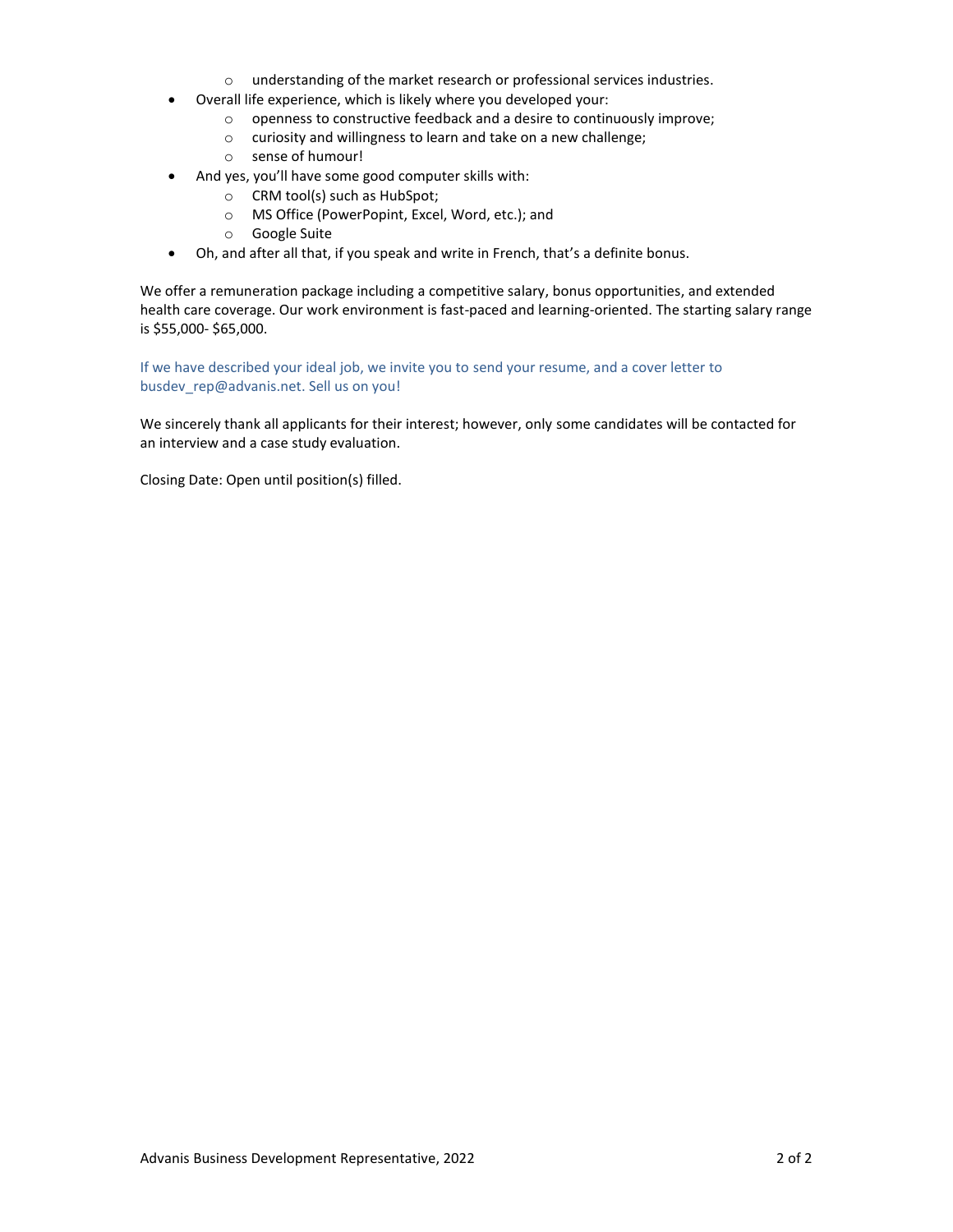- understanding of the market research or professional services industries.
- Overall life experience, which is likely where you developed your:
    - openness to constructive feedback and a desire to continuously improve;
    - curiosity and willingness to learn and take on a new challenge;
    - sense of humour!
- And yes, you'll have some good computer skills with:
    - CRM tool(s) such as HubSpot;
    - MS Office (PowerPopint, Excel, Word, etc.); and
    - Google Suite
- Oh, and after all that, if you speak and write in French, that's a definite bonus.

We offer a remuneration package including a competitive salary, bonus opportunities, and extended health care coverage. Our work environment is fast-paced and learning-oriented. The starting salary range is $55,000- $65,000.

If we have described your ideal job, we invite you to send your resume, and a cover letter to busdev_rep@advanis.net. Sell us on you!

We sincerely thank all applicants for their interest; however, only some candidates will be contacted for an interview and a case study evaluation.

Closing Date: Open until position(s) filled.